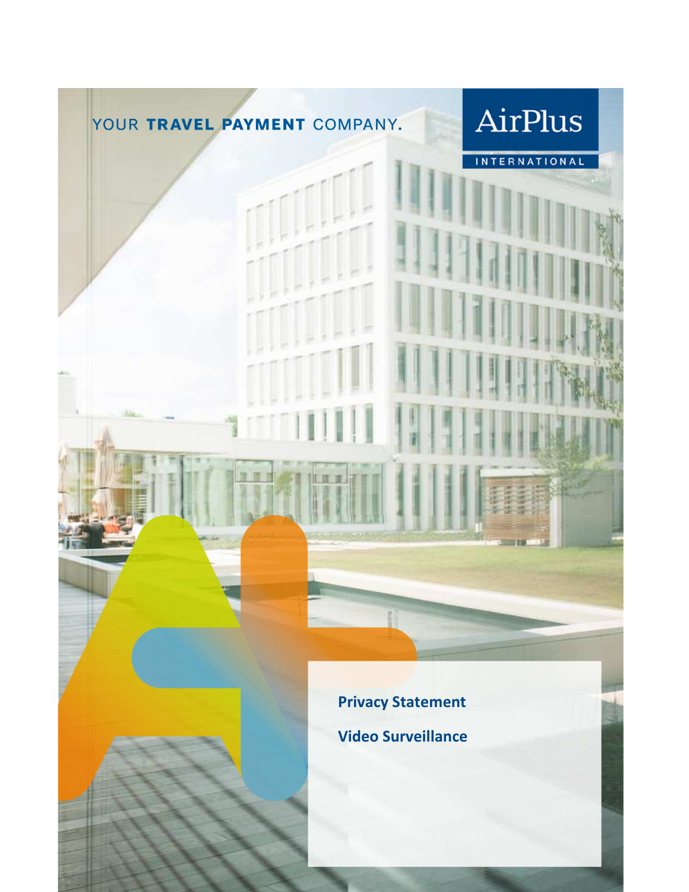YOUR **TRAVEL PAYMENT** COMPANY.

AirPlus

INTERNATIONAL

# Privacy Statement

# Video Surveillance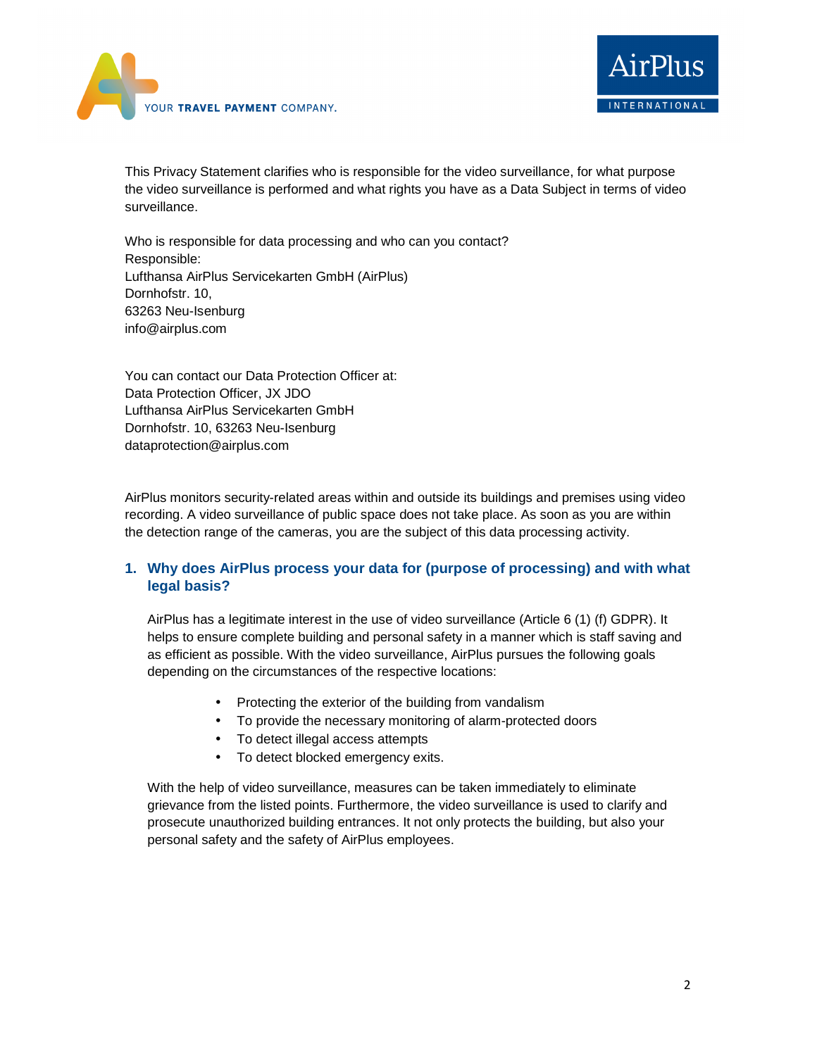This Privacy Statement clarifies who is responsible for the video surveillance, for what purpose the video surveillance is performed and what rights you have as a Data Subject in terms of video surveillance.

Who is responsible for data processing and who can you contact?
Responsible:
Lufthansa AirPlus Servicekarten GmbH (AirPlus)
Dornhofstr. 10,
63263 Neu-Isenburg
info@airplus.com

You can contact our Data Protection Officer at:
Data Protection Officer, JX JDO
Lufthansa AirPlus Servicekarten GmbH
Dornhofstr. 10, 63263 Neu-Isenburg
dataprotection@airplus.com

AirPlus monitors security-related areas within and outside its buildings and premises using video recording. A video surveillance of public space does not take place. As soon as you are within the detection range of the cameras, you are the subject of this data processing activity.

## 1. Why does AirPlus process your data for (purpose of processing) and with what legal basis?

AirPlus has a legitimate interest in the use of video surveillance (Article 6 (1) (f) GDPR). It helps to ensure complete building and personal safety in a manner which is staff saving and as efficient as possible. With the video surveillance, AirPlus pursues the following goals depending on the circumstances of the respective locations:

- Protecting the exterior of the building from vandalism
- To provide the necessary monitoring of alarm-protected doors
- To detect illegal access attempts
- To detect blocked emergency exits.

With the help of video surveillance, measures can be taken immediately to eliminate grievance from the listed points. Furthermore, the video surveillance is used to clarify and prosecute unauthorized building entrances. It not only protects the building, but also your personal safety and the safety of AirPlus employees.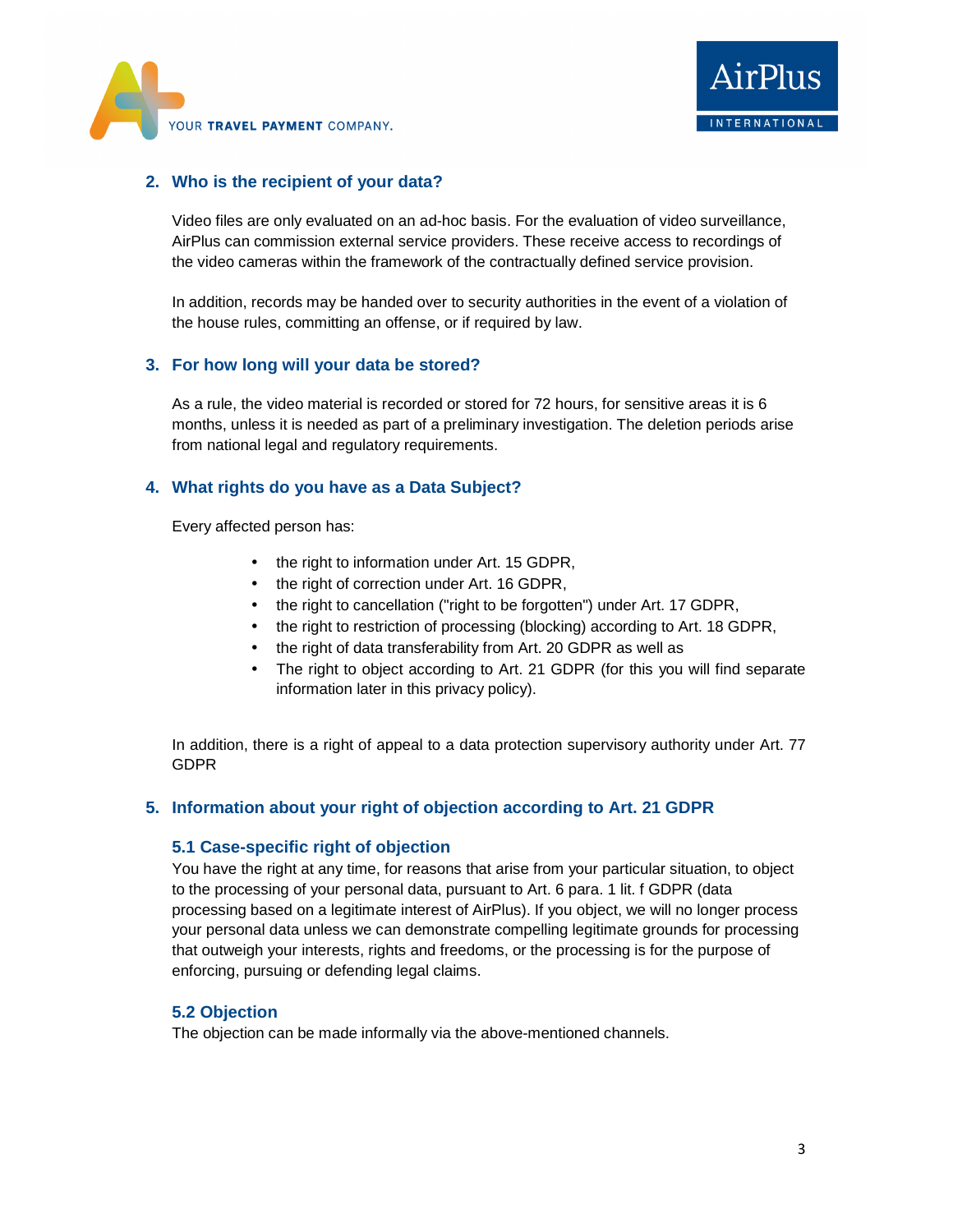## 2. Who is the recipient of your data?

Video files are only evaluated on an ad-hoc basis. For the evaluation of video surveillance, AirPlus can commission external service providers. These receive access to recordings of the video cameras within the framework of the contractually defined service provision.

In addition, records may be handed over to security authorities in the event of a violation of the house rules, committing an offense, or if required by law.

## 3. For how long will your data be stored?

As a rule, the video material is recorded or stored for 72 hours, for sensitive areas it is 6 months, unless it is needed as part of a preliminary investigation. The deletion periods arise from national legal and regulatory requirements.

## 4. What rights do you have as a Data Subject?

Every affected person has:

- the right to information under Art. 15 GDPR,
- the right of correction under Art. 16 GDPR,
- the right to cancellation ("right to be forgotten") under Art. 17 GDPR,
- the right to restriction of processing (blocking) according to Art. 18 GDPR,
- the right of data transferability from Art. 20 GDPR as well as
- The right to object according to Art. 21 GDPR (for this you will find separate information later in this privacy policy).

In addition, there is a right of appeal to a data protection supervisory authority under Art. 77 GDPR

## 5. Information about your right of objection according to Art. 21 GDPR

### 5.1 Case-specific right of objection

You have the right at any time, for reasons that arise from your particular situation, to object to the processing of your personal data, pursuant to Art. 6 para. 1 lit. f GDPR (data processing based on a legitimate interest of AirPlus). If you object, we will no longer process your personal data unless we can demonstrate compelling legitimate grounds for processing that outweigh your interests, rights and freedoms, or the processing is for the purpose of enforcing, pursuing or defending legal claims.

### 5.2 Objection

The objection can be made informally via the above-mentioned channels.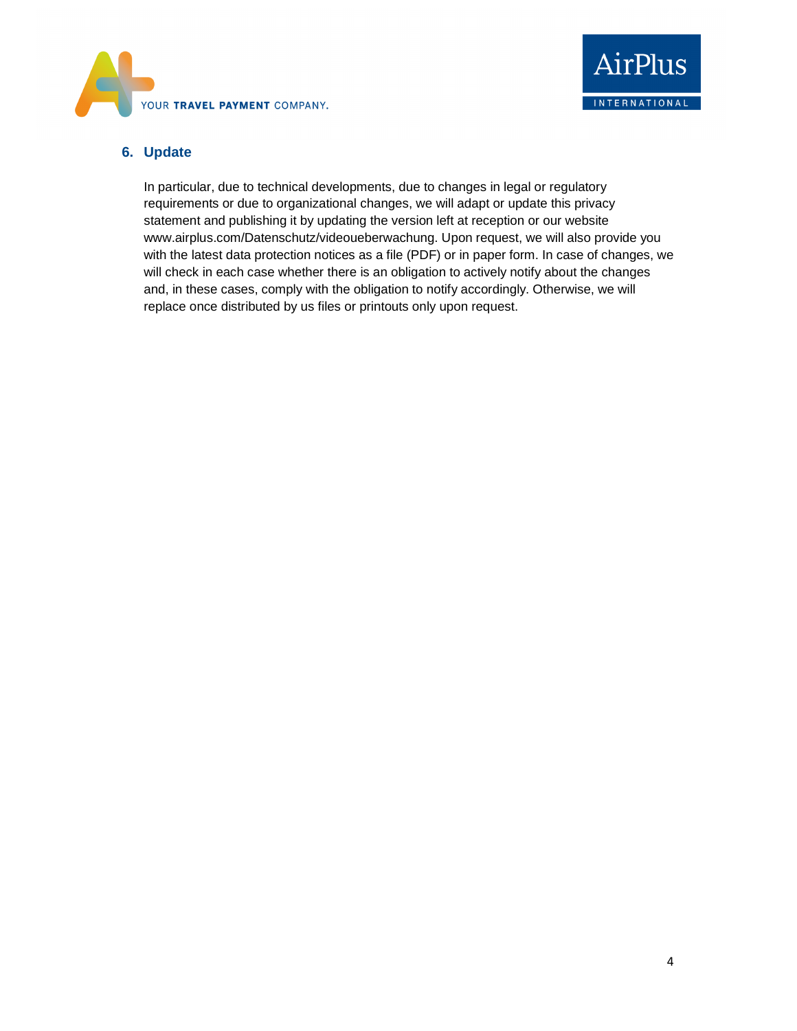## 6. Update

In particular, due to technical developments, due to changes in legal or regulatory requirements or due to organizational changes, we will adapt or update this privacy statement and publishing it by updating the version left at reception or our website www.airplus.com/Datenschutz/videoueberwachung. Upon request, we will also provide you with the latest data protection notices as a file (PDF) or in paper form. In case of changes, we will check in each case whether there is an obligation to actively notify about the changes and, in these cases, comply with the obligation to notify accordingly. Otherwise, we will replace once distributed by us files or printouts only upon request.